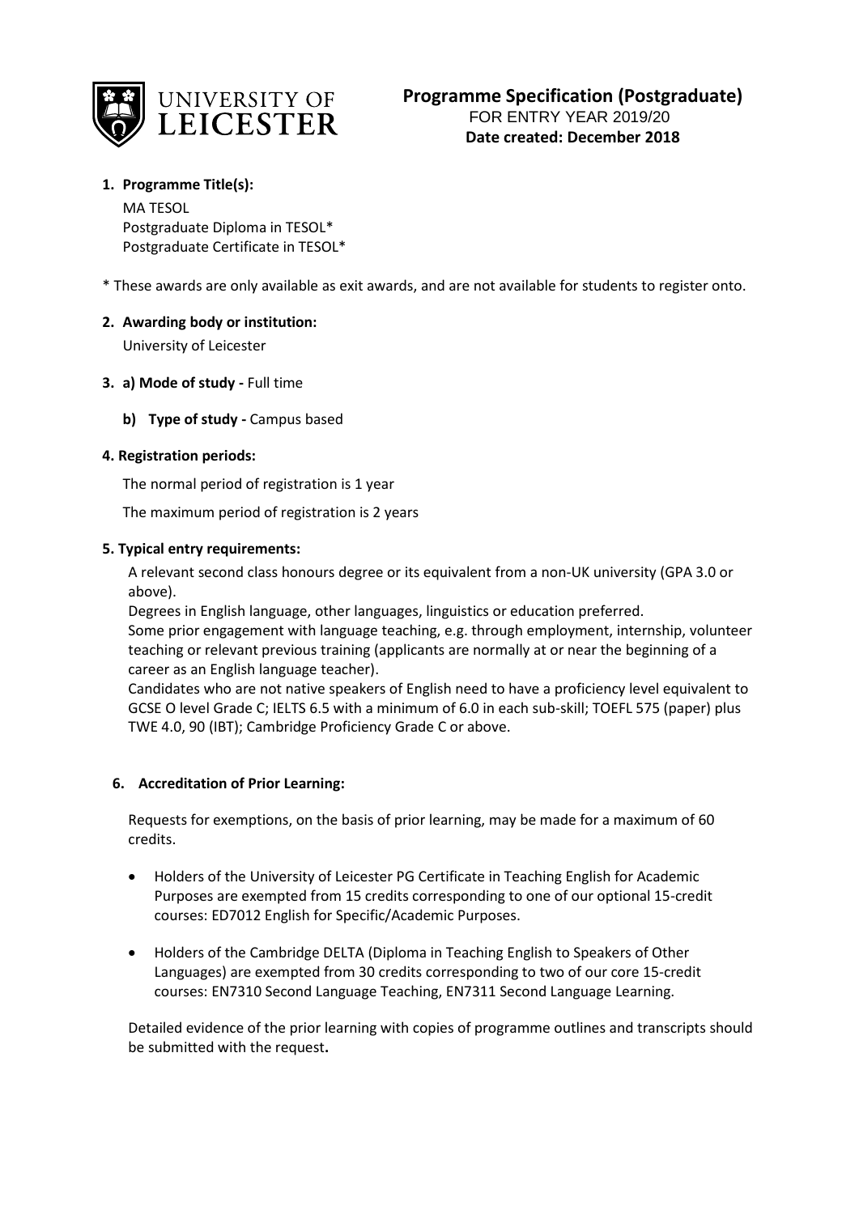UNIVERSITY OF LEICESTER

# Programme Specification (Postgraduate)

FOR ENTRY YEAR 2019/20

**Date created: December 2018**

1. **Programme Title(s):**

   MA TESOL
   Postgraduate Diploma in TESOL*
   Postgraduate Certificate in TESOL*

* These awards are only available as exit awards, and are not available for students to register onto.

2. **Awarding body or institution:**

   University of Leicester

3. **a) Mode of study -** Full time

   **b) Type of study -** Campus based

**4. Registration periods:**

The normal period of registration is 1 year

The maximum period of registration is 2 years

**5. Typical entry requirements:**

A relevant second class honours degree or its equivalent from a non-UK university (GPA 3.0 or above).
Degrees in English language, other languages, linguistics or education preferred.
Some prior engagement with language teaching, e.g. through employment, internship, volunteer teaching or relevant previous training (applicants are normally at or near the beginning of a career as an English language teacher).
Candidates who are not native speakers of English need to have a proficiency level equivalent to GCSE O level Grade C; IELTS 6.5 with a minimum of 6.0 in each sub-skill; TOEFL 575 (paper) plus TWE 4.0, 90 (IBT); Cambridge Proficiency Grade C or above.

**6. Accreditation of Prior Learning:**

Requests for exemptions, on the basis of prior learning, may be made for a maximum of 60 credits.

- Holders of the University of Leicester PG Certificate in Teaching English for Academic Purposes are exempted from 15 credits corresponding to one of our optional 15-credit courses: ED7012 English for Specific/Academic Purposes.
- Holders of the Cambridge DELTA (Diploma in Teaching English to Speakers of Other Languages) are exempted from 30 credits corresponding to two of our core 15-credit courses: EN7310 Second Language Teaching, EN7311 Second Language Learning.

Detailed evidence of the prior learning with copies of programme outlines and transcripts should be submitted with the request**.**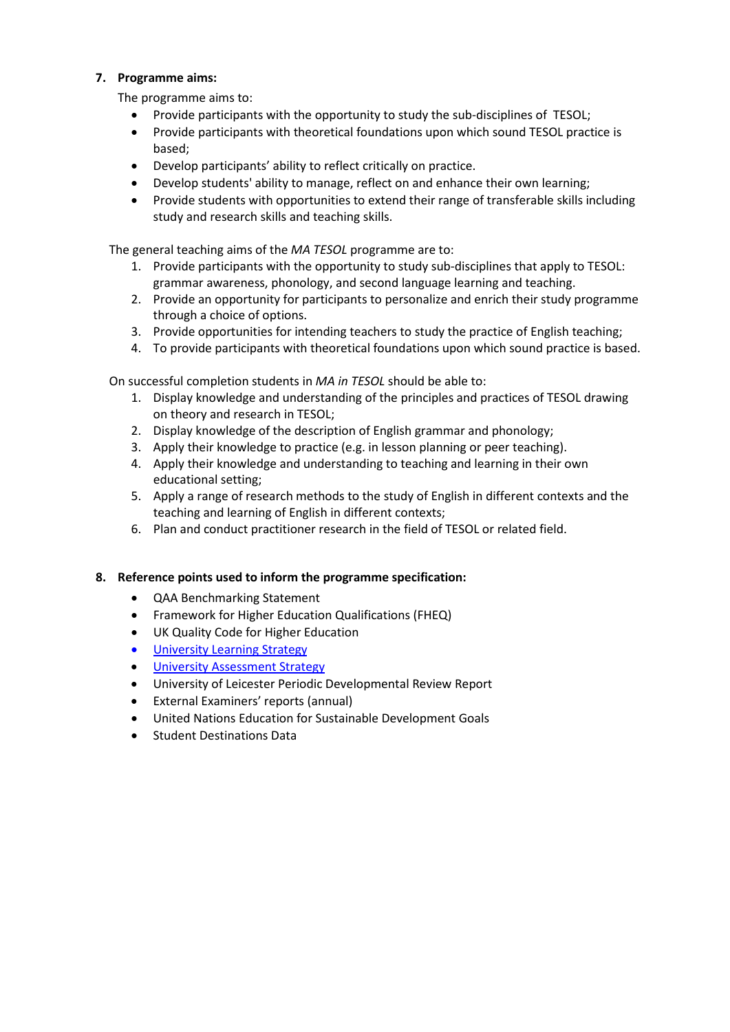## 7. Programme aims:

The programme aims to:

- Provide participants with the opportunity to study the sub-disciplines of TESOL;
- Provide participants with theoretical foundations upon which sound TESOL practice is based;
- Develop participants' ability to reflect critically on practice.
- Develop students' ability to manage, reflect on and enhance their own learning;
- Provide students with opportunities to extend their range of transferable skills including study and research skills and teaching skills.

The general teaching aims of the *MA TESOL* programme are to:

1. Provide participants with the opportunity to study sub-disciplines that apply to TESOL: grammar awareness, phonology, and second language learning and teaching.
2. Provide an opportunity for participants to personalize and enrich their study programme through a choice of options.
3. Provide opportunities for intending teachers to study the practice of English teaching;
4. To provide participants with theoretical foundations upon which sound practice is based.

On successful completion students in *MA in TESOL* should be able to:

1. Display knowledge and understanding of the principles and practices of TESOL drawing on theory and research in TESOL;
2. Display knowledge of the description of English grammar and phonology;
3. Apply their knowledge to practice (e.g. in lesson planning or peer teaching).
4. Apply their knowledge and understanding to teaching and learning in their own educational setting;
5. Apply a range of research methods to the study of English in different contexts and the teaching and learning of English in different contexts;
6. Plan and conduct practitioner research in the field of TESOL or related field.

## 8. Reference points used to inform the programme specification:

- QAA Benchmarking Statement
- Framework for Higher Education Qualifications (FHEQ)
- UK Quality Code for Higher Education
- University Learning Strategy
- University Assessment Strategy
- University of Leicester Periodic Developmental Review Report
- External Examiners' reports (annual)
- United Nations Education for Sustainable Development Goals
- Student Destinations Data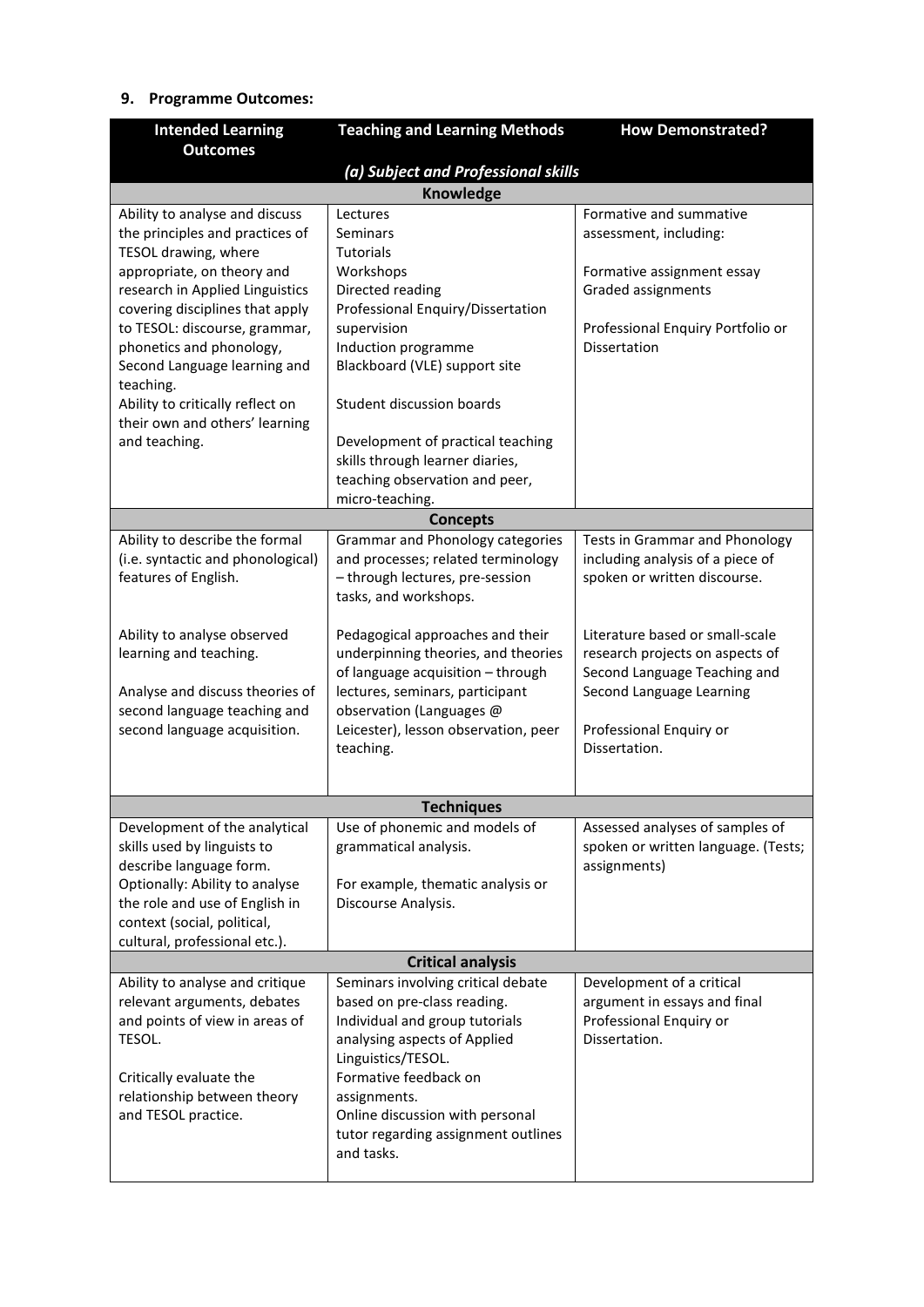## 9. Programme Outcomes:

| Intended Learning Outcomes | Teaching and Learning Methods | How Demonstrated? |
|---|---|---|
| ***(a) Subject and Professional skills*** | | |
| **Knowledge** | | |
| Ability to analyse and discuss the principles and practices of TESOL drawing, where appropriate, on theory and research in Applied Linguistics covering disciplines that apply to TESOL: discourse, grammar, phonetics and phonology, Second Language learning and teaching.<br>Ability to critically reflect on their own and others' learning and teaching. | Lectures<br>Seminars<br>Tutorials<br>Workshops<br>Directed reading<br>Professional Enquiry/Dissertation supervision<br>Induction programme<br>Blackboard (VLE) support site<br><br>Student discussion boards<br><br>Development of practical teaching skills through learner diaries, teaching observation and peer, micro-teaching. | Formative and summative assessment, including:<br><br>Formative assignment essay<br>Graded assignments<br><br>Professional Enquiry Portfolio or Dissertation |
| **Concepts** | | |
| Ability to describe the formal (i.e. syntactic and phonological) features of English.<br><br>Ability to analyse observed learning and teaching.<br><br>Analyse and discuss theories of second language teaching and second language acquisition. | Grammar and Phonology categories and processes; related terminology – through lectures, pre-session tasks, and workshops.<br><br>Pedagogical approaches and their underpinning theories, and theories of language acquisition – through lectures, seminars, participant observation (Languages @ Leicester), lesson observation, peer teaching. | Tests in Grammar and Phonology including analysis of a piece of spoken or written discourse.<br><br>Literature based or small-scale research projects on aspects of Second Language Teaching and Second Language Learning<br><br>Professional Enquiry or Dissertation. |
| **Techniques** | | |
| Development of the analytical skills used by linguists to describe language form.<br>Optionally: Ability to analyse the role and use of English in context (social, political, cultural, professional etc.). | Use of phonemic and models of grammatical analysis.<br><br>For example, thematic analysis or Discourse Analysis. | Assessed analyses of samples of spoken or written language. (Tests; assignments) |
| **Critical analysis** | | |
| Ability to analyse and critique relevant arguments, debates and points of view in areas of TESOL.<br><br>Critically evaluate the relationship between theory and TESOL practice. | Seminars involving critical debate based on pre-class reading.<br>Individual and group tutorials analysing aspects of Applied Linguistics/TESOL.<br>Formative feedback on assignments.<br>Online discussion with personal tutor regarding assignment outlines and tasks. | Development of a critical argument in essays and final Professional Enquiry or Dissertation. |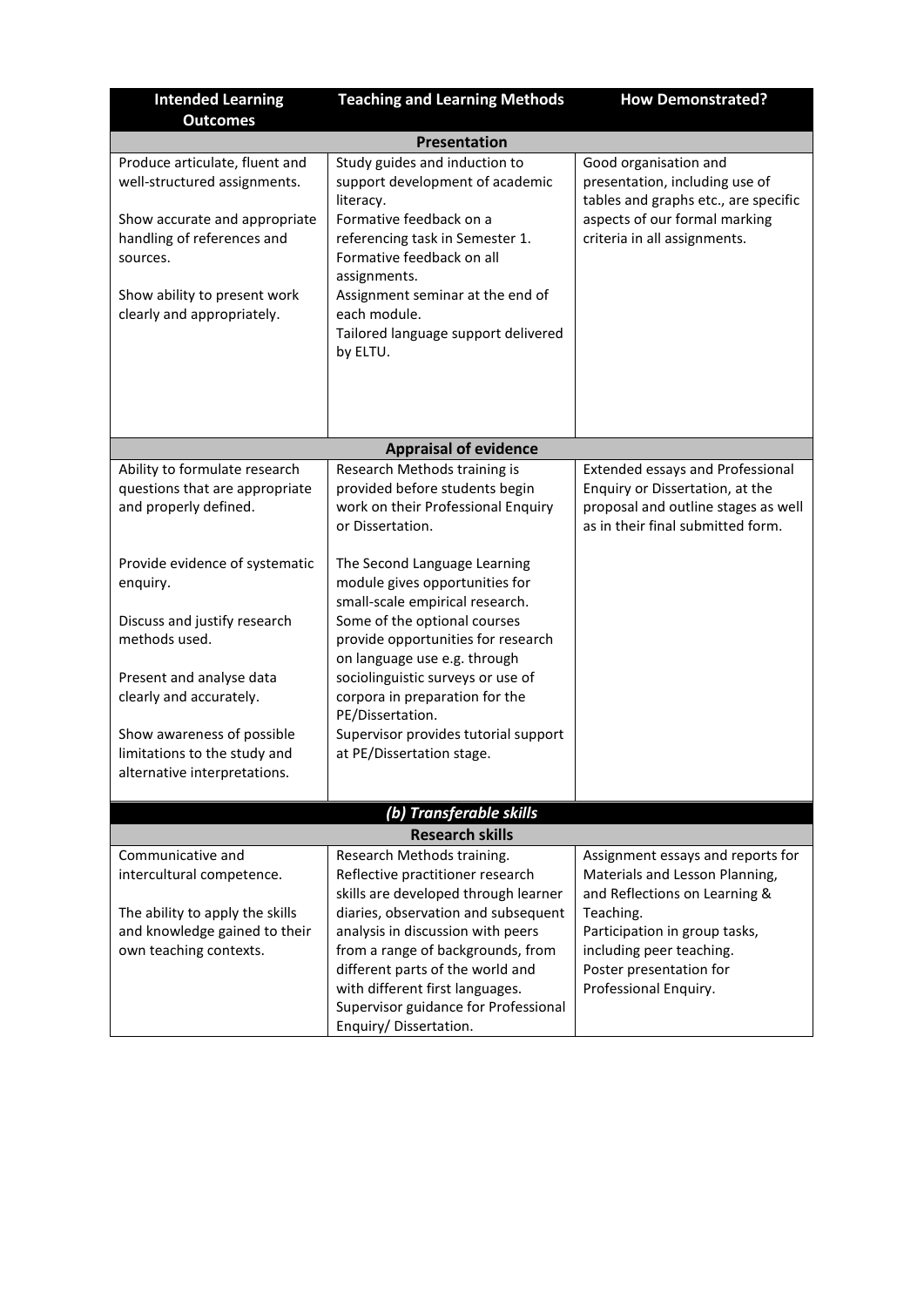| Intended Learning Outcomes | Teaching and Learning Methods | How Demonstrated? |
|---|---|---|
| **Presentation** | | |
| Produce articulate, fluent and well-structured assignments.<br><br>Show accurate and appropriate handling of references and sources.<br><br>Show ability to present work clearly and appropriately. | Study guides and induction to support development of academic literacy.<br>Formative feedback on a referencing task in Semester 1.<br>Formative feedback on all assignments.<br>Assignment seminar at the end of each module.<br>Tailored language support delivered by ELTU. | Good organisation and presentation, including use of tables and graphs etc., are specific aspects of our formal marking criteria in all assignments. |
| **Appraisal of evidence** | | |
| Ability to formulate research questions that are appropriate and properly defined.<br><br>Provide evidence of systematic enquiry.<br><br>Discuss and justify research methods used.<br><br>Present and analyse data clearly and accurately.<br><br>Show awareness of possible limitations to the study and alternative interpretations. | Research Methods training is provided before students begin work on their Professional Enquiry or Dissertation.<br><br>The Second Language Learning module gives opportunities for small-scale empirical research.<br>Some of the optional courses provide opportunities for research on language use e.g. through sociolinguistic surveys or use of corpora in preparation for the PE/Dissertation.<br>Supervisor provides tutorial support at PE/Dissertation stage. | Extended essays and Professional Enquiry or Dissertation, at the proposal and outline stages as well as in their final submitted form. |
| ***(b) Transferable skills*** | | |
| **Research skills** | | |
| Communicative and intercultural competence.<br><br>The ability to apply the skills and knowledge gained to their own teaching contexts. | Research Methods training.<br>Reflective practitioner research skills are developed through learner diaries, observation and subsequent analysis in discussion with peers from a range of backgrounds, from different parts of the world and with different first languages.<br>Supervisor guidance for Professional Enquiry/ Dissertation. | Assignment essays and reports for Materials and Lesson Planning, and Reflections on Learning & Teaching.<br>Participation in group tasks, including peer teaching.<br>Poster presentation for Professional Enquiry. |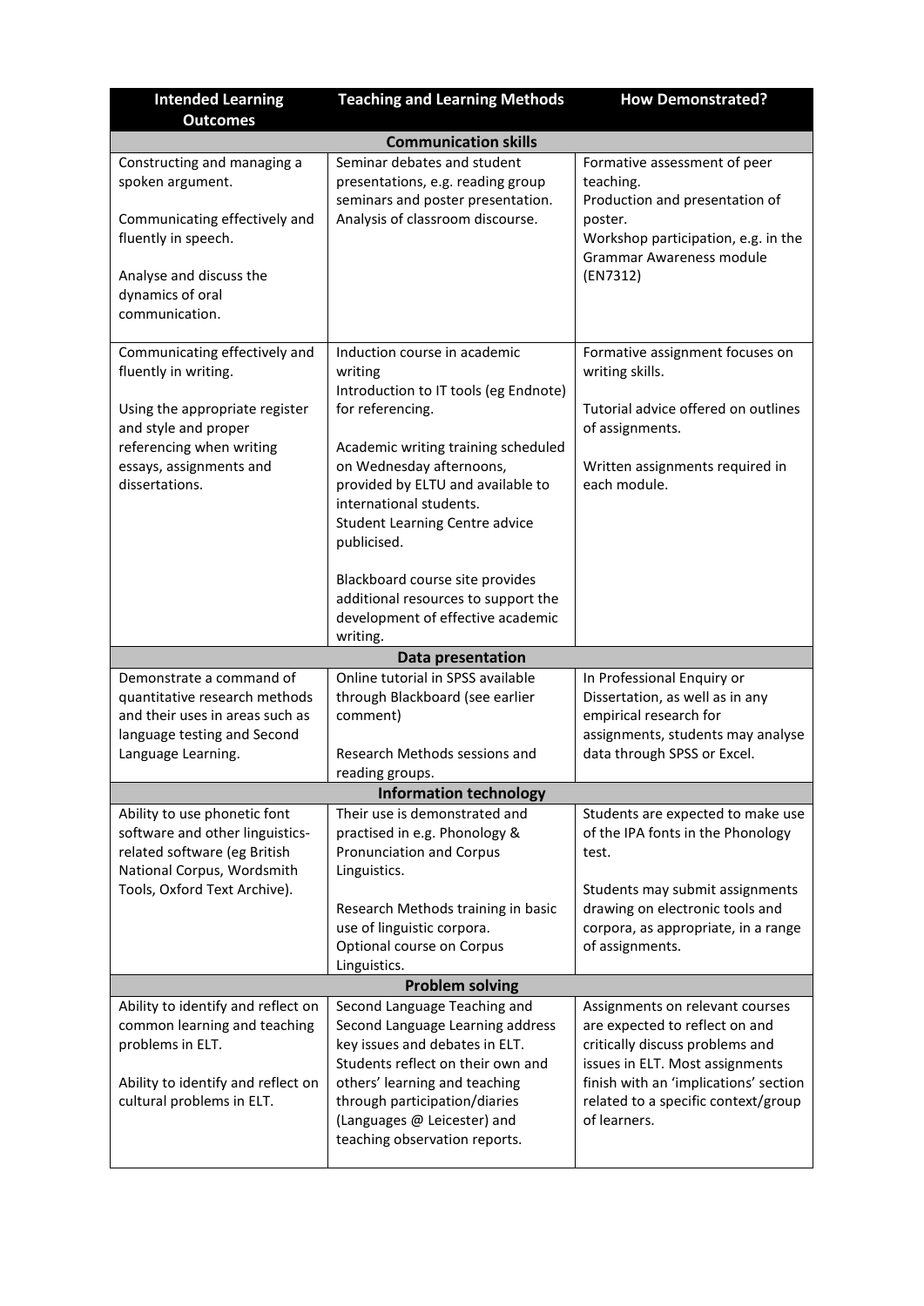| Intended Learning Outcomes | Teaching and Learning Methods | How Demonstrated? |
|---|---|---|
| **Communication skills** | | |
| Constructing and managing a spoken argument.<br><br>Communicating effectively and fluently in speech.<br><br>Analyse and discuss the dynamics of oral communication. | Seminar debates and student presentations, e.g. reading group seminars and poster presentation. Analysis of classroom discourse. | Formative assessment of peer teaching.<br>Production and presentation of poster.<br>Workshop participation, e.g. in the Grammar Awareness module (EN7312) |
| Communicating effectively and fluently in writing.<br><br>Using the appropriate register and style and proper referencing when writing essays, assignments and dissertations. | Induction course in academic writing<br>Introduction to IT tools (eg Endnote) for referencing.<br><br>Academic writing training scheduled on Wednesday afternoons, provided by ELTU and available to international students.<br>Student Learning Centre advice publicised.<br><br>Blackboard course site provides additional resources to support the development of effective academic writing. | Formative assignment focuses on writing skills.<br><br>Tutorial advice offered on outlines of assignments.<br><br>Written assignments required in each module. |
| **Data presentation** | | |
| Demonstrate a command of quantitative research methods and their uses in areas such as language testing and Second Language Learning. | Online tutorial in SPSS available through Blackboard (see earlier comment)<br><br>Research Methods sessions and reading groups. | In Professional Enquiry or Dissertation, as well as in any empirical research for assignments, students may analyse data through SPSS or Excel. |
| **Information technology** | | |
| Ability to use phonetic font software and other linguistics-related software (eg British National Corpus, Wordsmith Tools, Oxford Text Archive). | Their use is demonstrated and practised in e.g. Phonology & Pronunciation and Corpus Linguistics.<br><br>Research Methods training in basic use of linguistic corpora.<br>Optional course on Corpus Linguistics. | Students are expected to make use of the IPA fonts in the Phonology test.<br><br>Students may submit assignments drawing on electronic tools and corpora, as appropriate, in a range of assignments. |
| **Problem solving** | | |
| Ability to identify and reflect on common learning and teaching problems in ELT.<br><br>Ability to identify and reflect on cultural problems in ELT. | Second Language Teaching and Second Language Learning address key issues and debates in ELT. Students reflect on their own and others' learning and teaching through participation/diaries (Languages @ Leicester) and teaching observation reports. | Assignments on relevant courses are expected to reflect on and critically discuss problems and issues in ELT. Most assignments finish with an 'implications' section related to a specific context/group of learners. |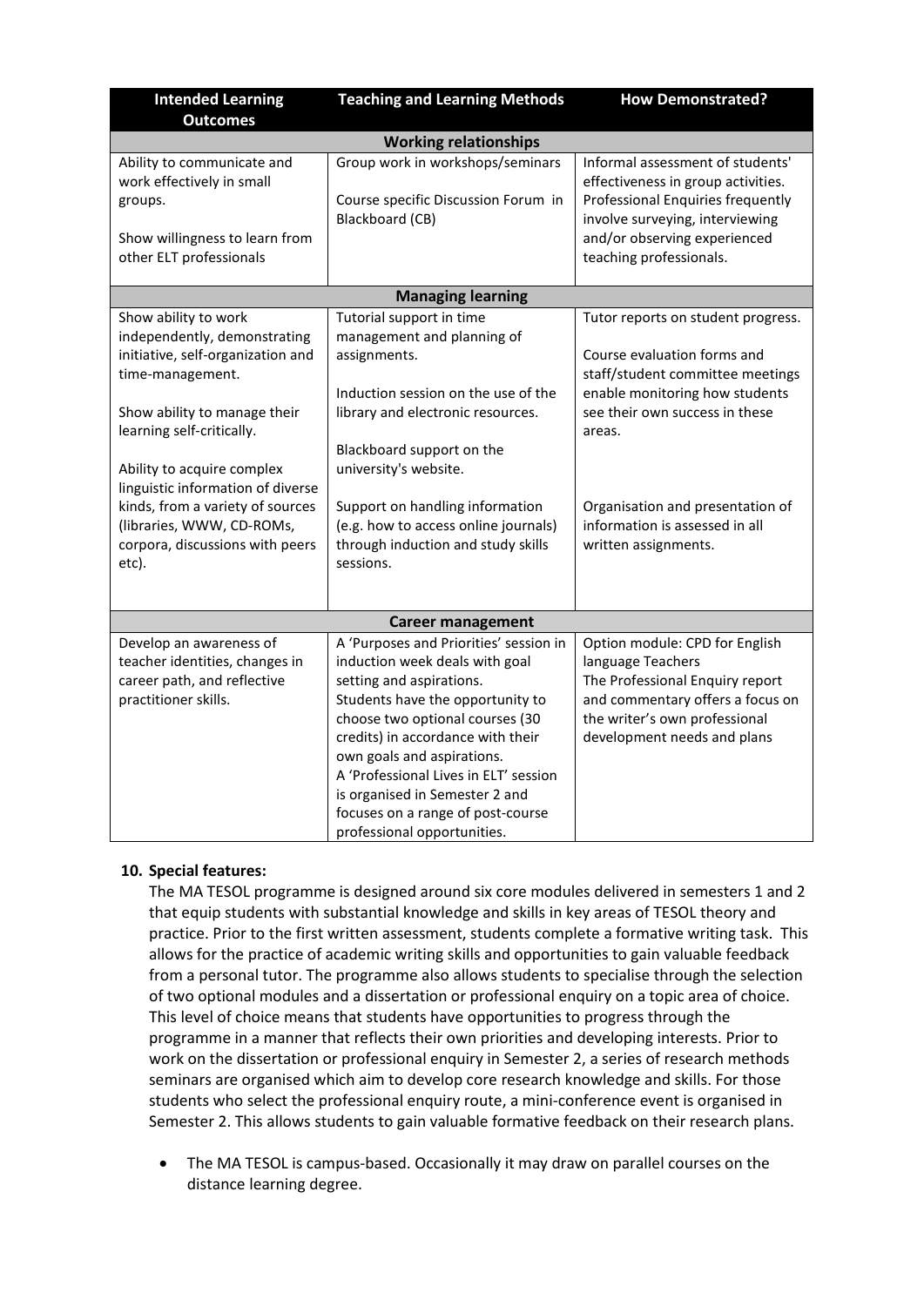| Intended Learning Outcomes | Teaching and Learning Methods | How Demonstrated? |
|---|---|---|
| **Working relationships** | | |
| Ability to communicate and work effectively in small groups.<br><br>Show willingness to learn from other ELT professionals | Group work in workshops/seminars<br><br>Course specific Discussion Forum in Blackboard (CB) | Informal assessment of students' effectiveness in group activities.<br>Professional Enquiries frequently involve surveying, interviewing and/or observing experienced teaching professionals. |
| **Managing learning** | | |
| Show ability to work independently, demonstrating initiative, self-organization and time-management.<br><br>Show ability to manage their learning self-critically.<br><br>Ability to acquire complex linguistic information of diverse kinds, from a variety of sources (libraries, WWW, CD-ROMs, corpora, discussions with peers etc). | Tutorial support in time management and planning of assignments.<br><br>Induction session on the use of the library and electronic resources.<br><br>Blackboard support on the university's website.<br><br>Support on handling information (e.g. how to access online journals) through induction and study skills sessions. | Tutor reports on student progress.<br><br>Course evaluation forms and staff/student committee meetings enable monitoring how students see their own success in these areas.<br><br>Organisation and presentation of information is assessed in all written assignments. |
| **Career management** | | |
| Develop an awareness of teacher identities, changes in career path, and reflective practitioner skills. | A 'Purposes and Priorities' session in induction week deals with goal setting and aspirations.<br>Students have the opportunity to choose two optional courses (30 credits) in accordance with their own goals and aspirations.<br>A 'Professional Lives in ELT' session is organised in Semester 2 and focuses on a range of post-course professional opportunities. | Option module: CPD for English language Teachers<br>The Professional Enquiry report and commentary offers a focus on the writer's own professional development needs and plans |

**10. Special features:**

The MA TESOL programme is designed around six core modules delivered in semesters 1 and 2 that equip students with substantial knowledge and skills in key areas of TESOL theory and practice. Prior to the first written assessment, students complete a formative writing task. This allows for the practice of academic writing skills and opportunities to gain valuable feedback from a personal tutor. The programme also allows students to specialise through the selection of two optional modules and a dissertation or professional enquiry on a topic area of choice. This level of choice means that students have opportunities to progress through the programme in a manner that reflects their own priorities and developing interests. Prior to work on the dissertation or professional enquiry in Semester 2, a series of research methods seminars are organised which aim to develop core research knowledge and skills. For those students who select the professional enquiry route, a mini-conference event is organised in Semester 2. This allows students to gain valuable formative feedback on their research plans.

- The MA TESOL is campus-based. Occasionally it may draw on parallel courses on the distance learning degree.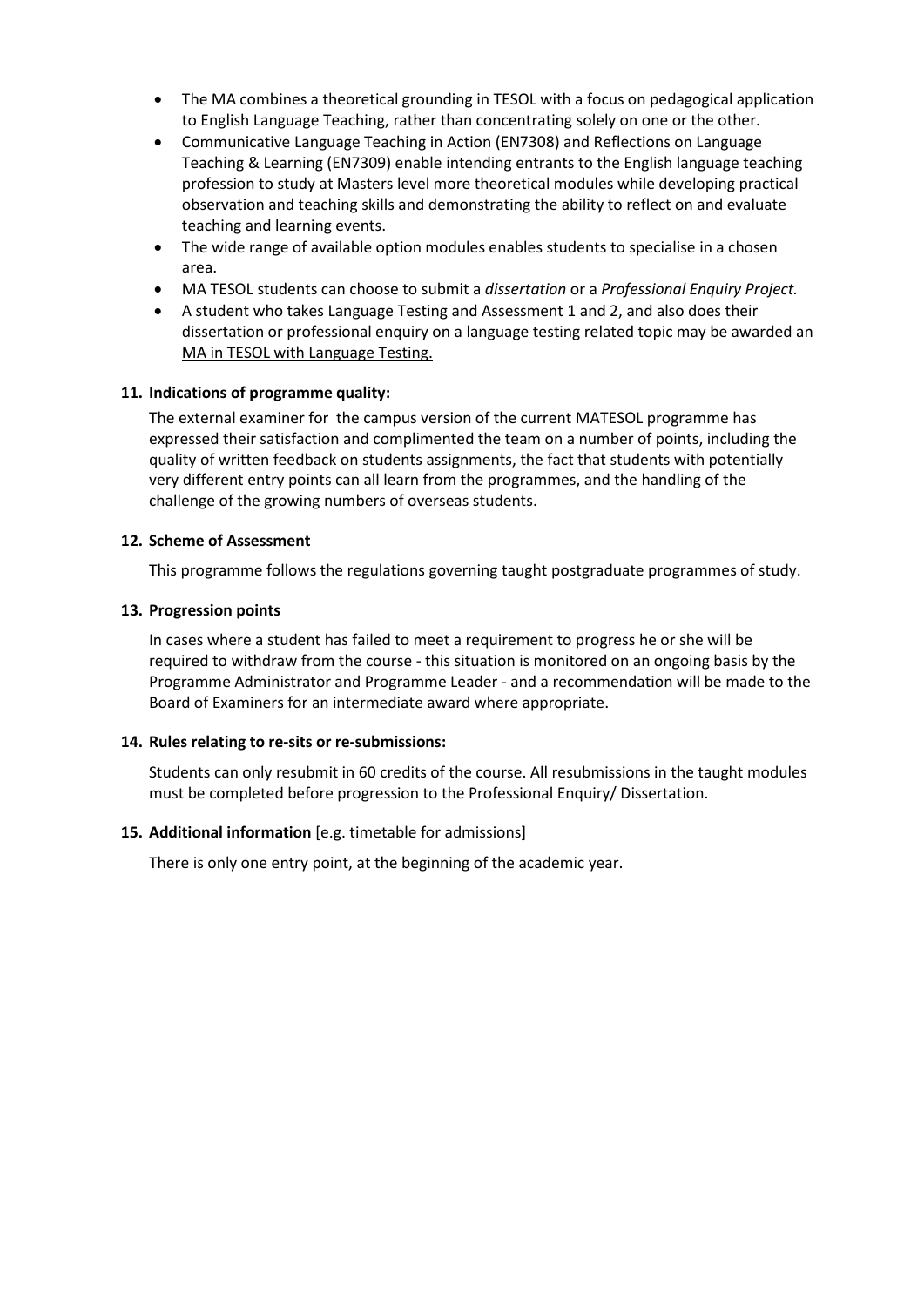- The MA combines a theoretical grounding in TESOL with a focus on pedagogical application to English Language Teaching, rather than concentrating solely on one or the other.
- Communicative Language Teaching in Action (EN7308) and Reflections on Language Teaching & Learning (EN7309) enable intending entrants to the English language teaching profession to study at Masters level more theoretical modules while developing practical observation and teaching skills and demonstrating the ability to reflect on and evaluate teaching and learning events.
- The wide range of available option modules enables students to specialise in a chosen area.
- MA TESOL students can choose to submit a *dissertation* or a *Professional Enquiry Project.*
- A student who takes Language Testing and Assessment 1 and 2, and also does their dissertation or professional enquiry on a language testing related topic may be awarded an MA in TESOL with Language Testing.

**11. Indications of programme quality:**

The external examiner for the campus version of the current MATESOL programme has expressed their satisfaction and complimented the team on a number of points, including the quality of written feedback on students assignments, the fact that students with potentially very different entry points can all learn from the programmes, and the handling of the challenge of the growing numbers of overseas students.

**12. Scheme of Assessment**

This programme follows the regulations governing taught postgraduate programmes of study.

**13. Progression points**

In cases where a student has failed to meet a requirement to progress he or she will be required to withdraw from the course - this situation is monitored on an ongoing basis by the Programme Administrator and Programme Leader - and a recommendation will be made to the Board of Examiners for an intermediate award where appropriate.

**14. Rules relating to re-sits or re-submissions:**

Students can only resubmit in 60 credits of the course. All resubmissions in the taught modules must be completed before progression to the Professional Enquiry/ Dissertation.

**15. Additional information** [e.g. timetable for admissions]

There is only one entry point, at the beginning of the academic year.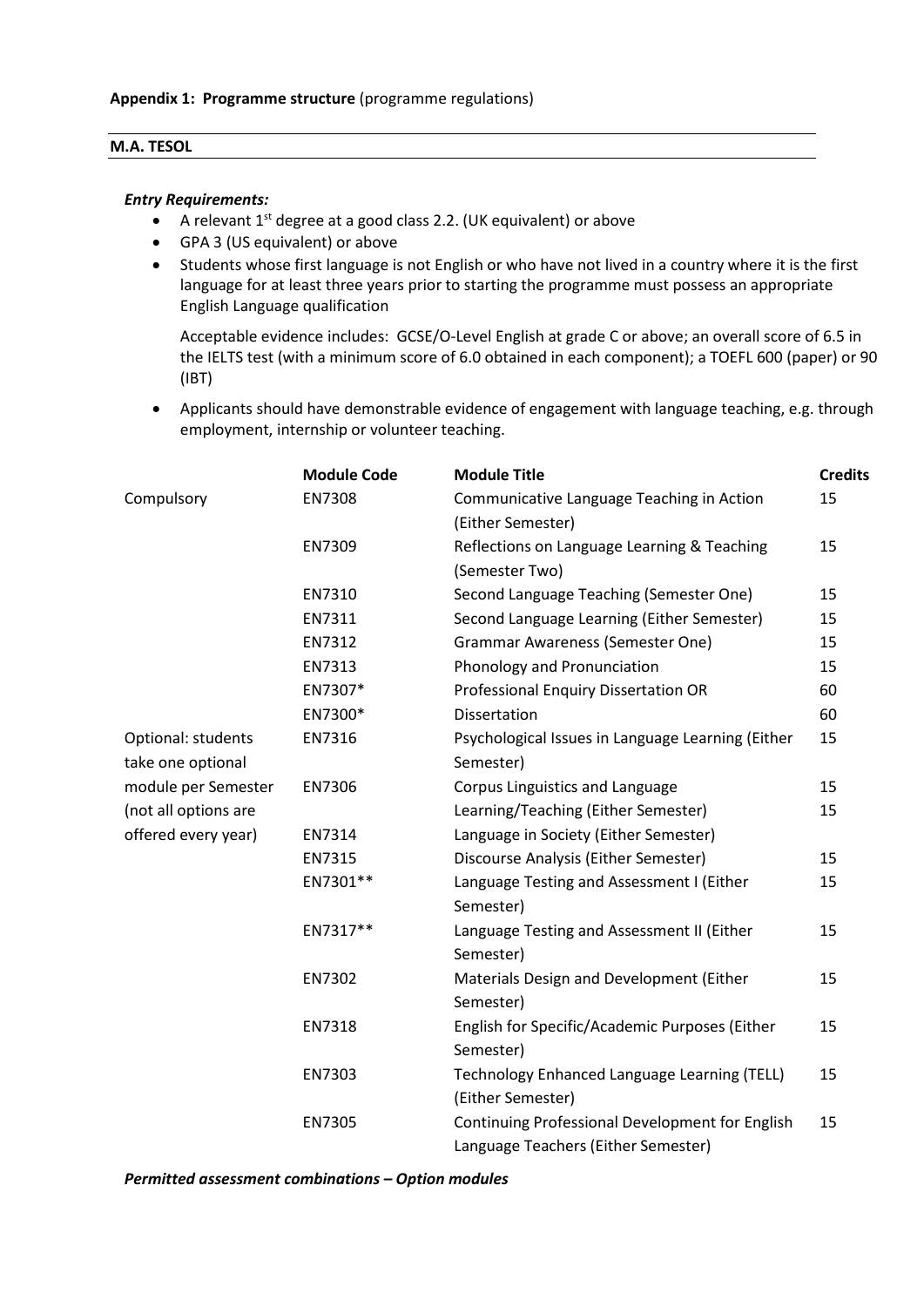**Appendix 1: Programme structure** (programme regulations)

**M.A. TESOL**

***Entry Requirements:***

- A relevant 1st degree at a good class 2.2. (UK equivalent) or above
- GPA 3 (US equivalent) or above
- Students whose first language is not English or who have not lived in a country where it is the first language for at least three years prior to starting the programme must possess an appropriate English Language qualification

  Acceptable evidence includes: GCSE/O-Level English at grade C or above; an overall score of 6.5 in the IELTS test (with a minimum score of 6.0 obtained in each component); a TOEFL 600 (paper) or 90 (IBT)

- Applicants should have demonstrable evidence of engagement with language teaching, e.g. through employment, internship or volunteer teaching.

| | Module Code | Module Title | Credits |
|---|---|---|---|
| Compulsory | EN7308 | Communicative Language Teaching in Action (Either Semester) | 15 |
| | EN7309 | Reflections on Language Learning & Teaching (Semester Two) | 15 |
| | EN7310 | Second Language Teaching (Semester One) | 15 |
| | EN7311 | Second Language Learning (Either Semester) | 15 |
| | EN7312 | Grammar Awareness (Semester One) | 15 |
| | EN7313 | Phonology and Pronunciation | 15 |
| | EN7307* | Professional Enquiry Dissertation OR | 60 |
| | EN7300* | Dissertation | 60 |
| Optional: students take one optional module per Semester (not all options are offered every year) | EN7316 | Psychological Issues in Language Learning (Either Semester) | 15 |
| | EN7306 | Corpus Linguistics and Language Learning/Teaching (Either Semester) | 15 |
| | EN7314 | Language in Society (Either Semester) | 15 |
| | EN7315 | Discourse Analysis (Either Semester) | 15 |
| | EN7301** | Language Testing and Assessment I (Either Semester) | 15 |
| | EN7317** | Language Testing and Assessment II (Either Semester) | 15 |
| | EN7302 | Materials Design and Development (Either Semester) | 15 |
| | EN7318 | English for Specific/Academic Purposes (Either Semester) | 15 |
| | EN7303 | Technology Enhanced Language Learning (TELL) (Either Semester) | 15 |
| | EN7305 | Continuing Professional Development for English Language Teachers (Either Semester) | 15 |

***Permitted assessment combinations – Option modules***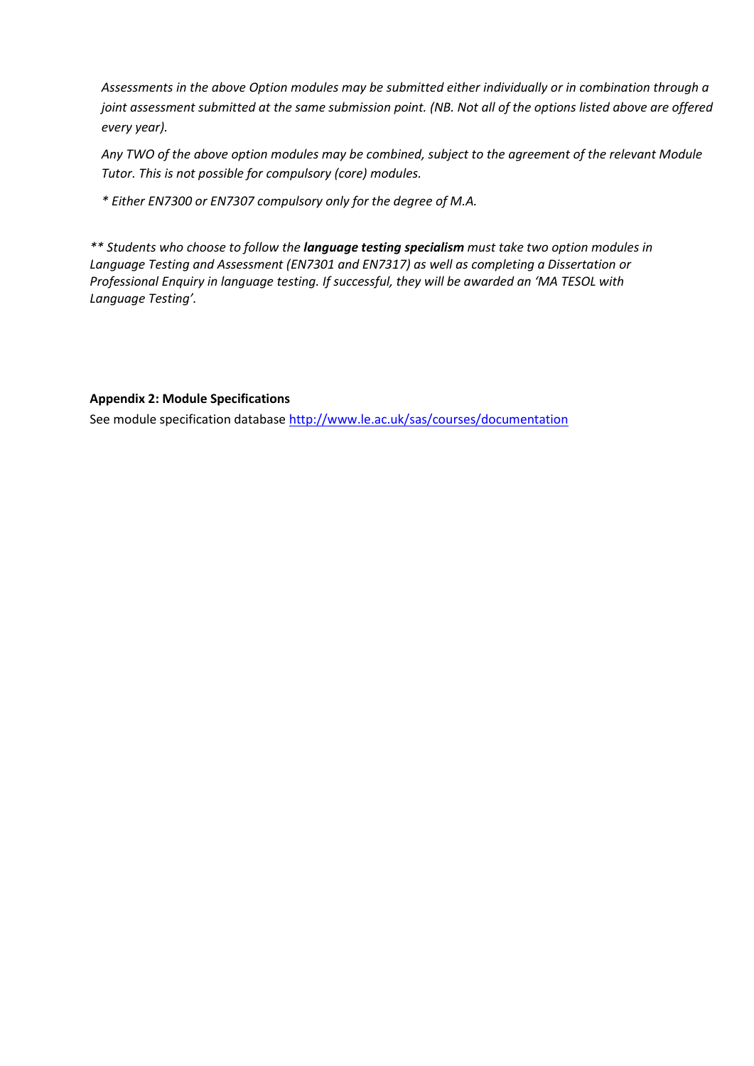*Assessments in the above Option modules may be submitted either individually or in combination through a joint assessment submitted at the same submission point. (NB. Not all of the options listed above are offered every year).*

*Any TWO of the above option modules may be combined, subject to the agreement of the relevant Module Tutor. This is not possible for compulsory (core) modules.*

*\* Either EN7300 or EN7307 compulsory only for the degree of M.A.*

*\*\* Students who choose to follow the **language testing specialism** must take two option modules in Language Testing and Assessment (EN7301 and EN7317) as well as completing a Dissertation or Professional Enquiry in language testing. If successful, they will be awarded an 'MA TESOL with Language Testing'.*

**Appendix 2: Module Specifications**

See module specification database [http://www.le.ac.uk/sas/courses/documentation](http://www.le.ac.uk/sas/courses/documentation)